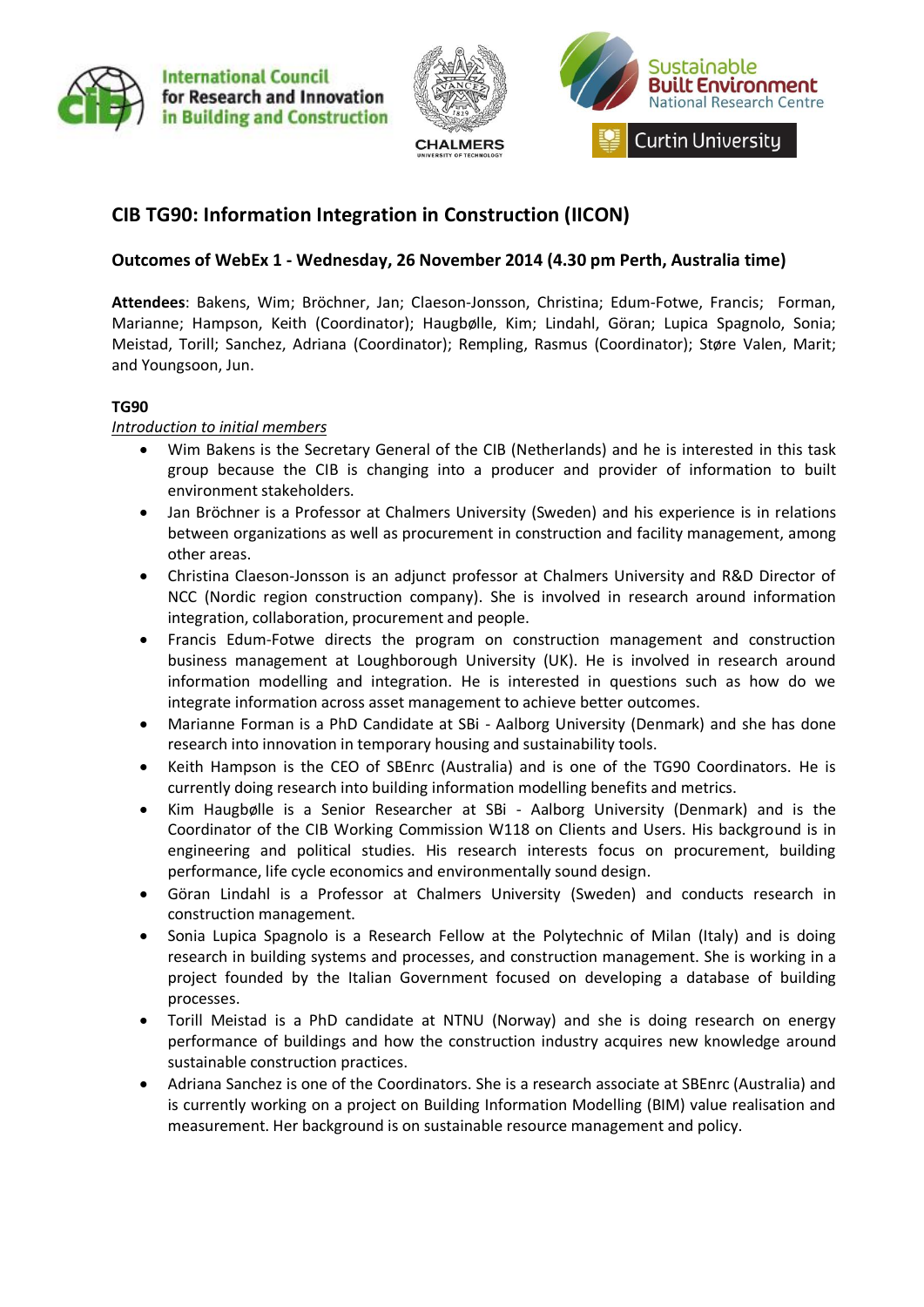## CIB TG90: Information Integration in Construction (IICON)

### Outcomes of WebEx 1 - Wednesday, 26 November 2014 (4.30 pm Perth, Australia time)

**Attendees**: Bakens, Wim; Bröchner, Jan; Claeson-Jonsson, Christina; Edum-Fotwe, Francis; Forman, Marianne; Hampson, Keith (Coordinator); Haugbølle, Kim; Lindahl, Göran; Lupica Spagnolo, Sonia; Meistad, Torill; Sanchez, Adriana (Coordinator); Rempling, Rasmus (Coordinator); Støre Valen, Marit; and Youngsoon, Jun.

**TG90**

*Introduction to initial members*

- Wim Bakens is the Secretary General of the CIB (Netherlands) and he is interested in this task group because the CIB is changing into a producer and provider of information to built environment stakeholders.
- Jan Bröchner is a Professor at Chalmers University (Sweden) and his experience is in relations between organizations as well as procurement in construction and facility management, among other areas.
- Christina Claeson-Jonsson is an adjunct professor at Chalmers University and R&D Director of NCC (Nordic region construction company). She is involved in research around information integration, collaboration, procurement and people.
- Francis Edum-Fotwe directs the program on construction management and construction business management at Loughborough University (UK). He is involved in research around information modelling and integration. He is interested in questions such as how do we integrate information across asset management to achieve better outcomes.
- Marianne Forman is a PhD Candidate at SBi - Aalborg University (Denmark) and she has done research into innovation in temporary housing and sustainability tools.
- Keith Hampson is the CEO of SBEnrc (Australia) and is one of the TG90 Coordinators. He is currently doing research into building information modelling benefits and metrics.
- Kim Haugbølle is a Senior Researcher at SBi - Aalborg University (Denmark) and is the Coordinator of the CIB Working Commission W118 on Clients and Users. His background is in engineering and political studies. His research interests focus on procurement, building performance, life cycle economics and environmentally sound design.
- Göran Lindahl is a Professor at Chalmers University (Sweden) and conducts research in construction management.
- Sonia Lupica Spagnolo is a Research Fellow at the Polytechnic of Milan (Italy) and is doing research in building systems and processes, and construction management. She is working in a project founded by the Italian Government focused on developing a database of building processes.
- Torill Meistad is a PhD candidate at NTNU (Norway) and she is doing research on energy performance of buildings and how the construction industry acquires new knowledge around sustainable construction practices.
- Adriana Sanchez is one of the Coordinators. She is a research associate at SBEnrc (Australia) and is currently working on a project on Building Information Modelling (BIM) value realisation and measurement. Her background is on sustainable resource management and policy.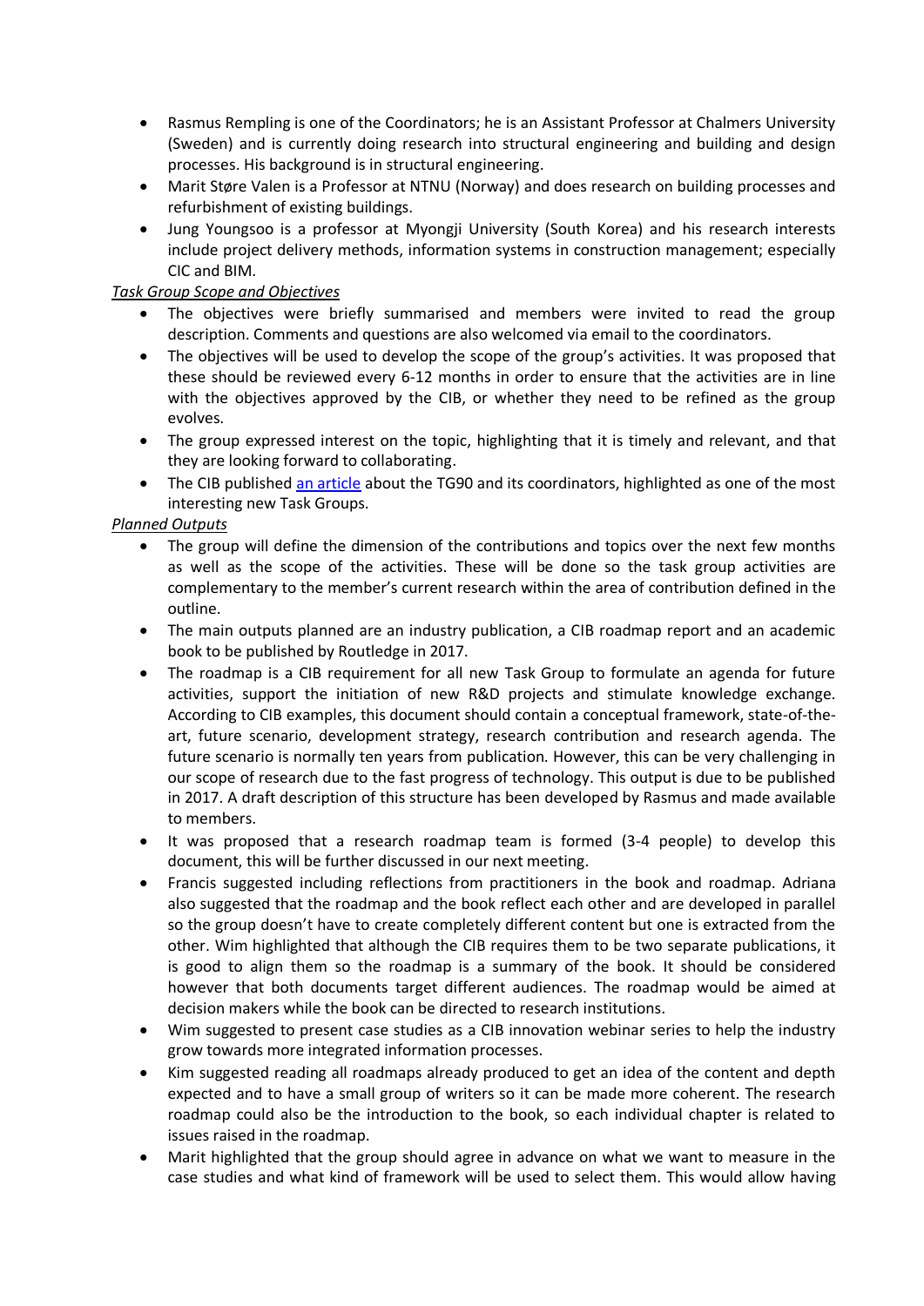- Rasmus Rempling is one of the Coordinators; he is an Assistant Professor at Chalmers University (Sweden) and is currently doing research into structural engineering and building and design processes. His background is in structural engineering.
- Marit Støre Valen is a Professor at NTNU (Norway) and does research on building processes and refurbishment of existing buildings.
- Jung Youngsoo is a professor at Myongji University (South Korea) and his research interests include project delivery methods, information systems in construction management; especially CIC and BIM.

*Task Group Scope and Objectives*

- The objectives were briefly summarised and members were invited to read the group description. Comments and questions are also welcomed via email to the coordinators.
- The objectives will be used to develop the scope of the group's activities. It was proposed that these should be reviewed every 6-12 months in order to ensure that the activities are in line with the objectives approved by the CIB, or whether they need to be refined as the group evolves.
- The group expressed interest on the topic, highlighting that it is timely and relevant, and that they are looking forward to collaborating.
- The CIB published an article about the TG90 and its coordinators, highlighted as one of the most interesting new Task Groups.

*Planned Outputs*

- The group will define the dimension of the contributions and topics over the next few months as well as the scope of the activities. These will be done so the task group activities are complementary to the member's current research within the area of contribution defined in the outline.
- The main outputs planned are an industry publication, a CIB roadmap report and an academic book to be published by Routledge in 2017.
- The roadmap is a CIB requirement for all new Task Group to formulate an agenda for future activities, support the initiation of new R&D projects and stimulate knowledge exchange. According to CIB examples, this document should contain a conceptual framework, state-of-the-art, future scenario, development strategy, research contribution and research agenda. The future scenario is normally ten years from publication. However, this can be very challenging in our scope of research due to the fast progress of technology. This output is due to be published in 2017. A draft description of this structure has been developed by Rasmus and made available to members.
- It was proposed that a research roadmap team is formed (3-4 people) to develop this document, this will be further discussed in our next meeting.
- Francis suggested including reflections from practitioners in the book and roadmap. Adriana also suggested that the roadmap and the book reflect each other and are developed in parallel so the group doesn't have to create completely different content but one is extracted from the other. Wim highlighted that although the CIB requires them to be two separate publications, it is good to align them so the roadmap is a summary of the book. It should be considered however that both documents target different audiences. The roadmap would be aimed at decision makers while the book can be directed to research institutions.
- Wim suggested to present case studies as a CIB innovation webinar series to help the industry grow towards more integrated information processes.
- Kim suggested reading all roadmaps already produced to get an idea of the content and depth expected and to have a small group of writers so it can be made more coherent. The research roadmap could also be the introduction to the book, so each individual chapter is related to issues raised in the roadmap.
- Marit highlighted that the group should agree in advance on what we want to measure in the case studies and what kind of framework will be used to select them. This would allow having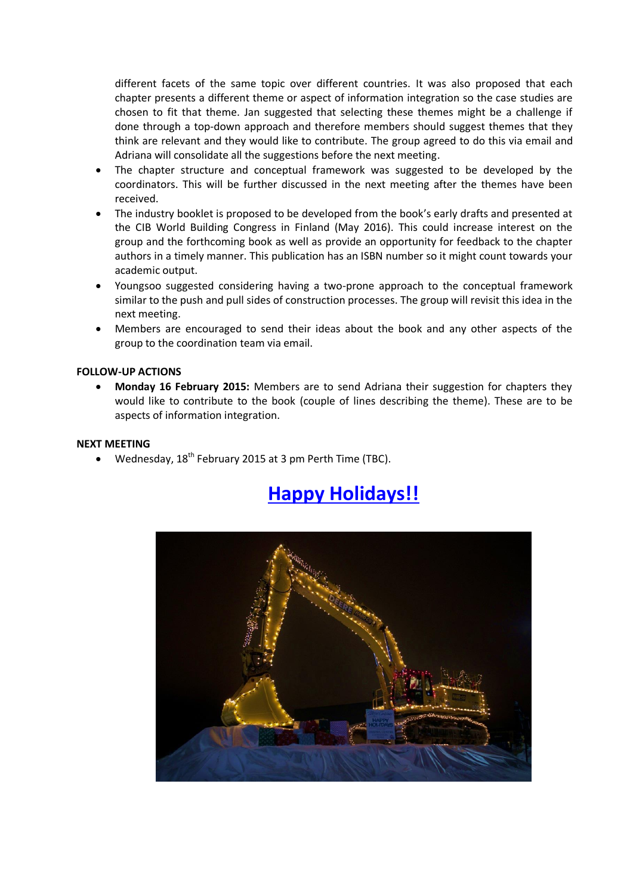different facets of the same topic over different countries. It was also proposed that each chapter presents a different theme or aspect of information integration so the case studies are chosen to fit that theme. Jan suggested that selecting these themes might be a challenge if done through a top-down approach and therefore members should suggest themes that they think are relevant and they would like to contribute. The group agreed to do this via email and Adriana will consolidate all the suggestions before the next meeting.

- The chapter structure and conceptual framework was suggested to be developed by the coordinators. This will be further discussed in the next meeting after the themes have been received.
- The industry booklet is proposed to be developed from the book's early drafts and presented at the CIB World Building Congress in Finland (May 2016). This could increase interest on the group and the forthcoming book as well as provide an opportunity for feedback to the chapter authors in a timely manner. This publication has an ISBN number so it might count towards your academic output.
- Youngsoo suggested considering having a two-prone approach to the conceptual framework similar to the push and pull sides of construction processes. The group will revisit this idea in the next meeting.
- Members are encouraged to send their ideas about the book and any other aspects of the group to the coordination team via email.

**FOLLOW-UP ACTIONS**

- **Monday 16 February 2015:** Members are to send Adriana their suggestion for chapters they would like to contribute to the book (couple of lines describing the theme). These are to be aspects of information integration.

**NEXT MEETING**

- Wednesday, 18th February 2015 at 3 pm Perth Time (TBC).

## Happy Holidays!!